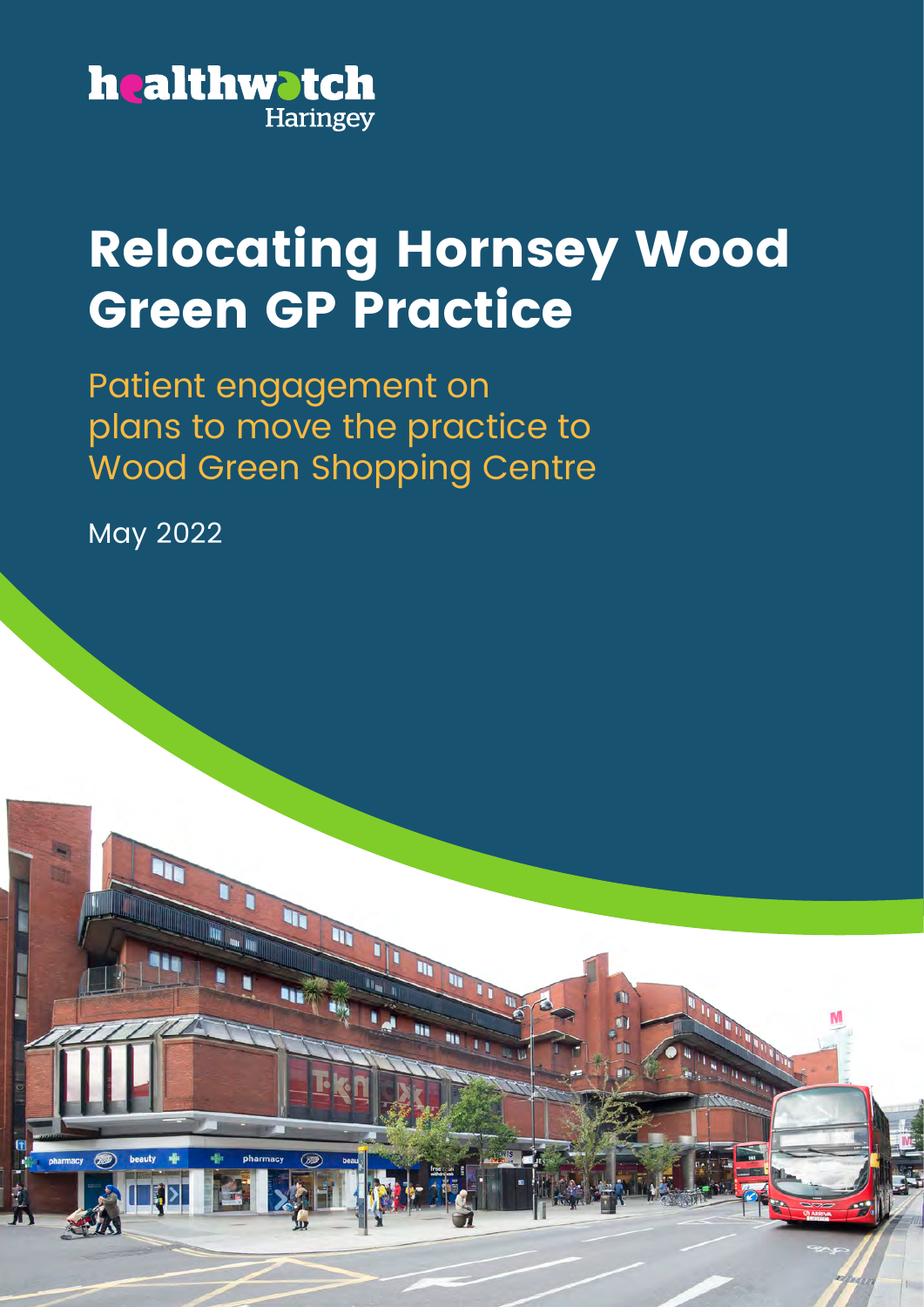healthwatch Haringey

# Relocating Hornsey Wood Green GP Practice

## Patient engagement on plans to move the practice to Wood Green Shopping Centre

May 2022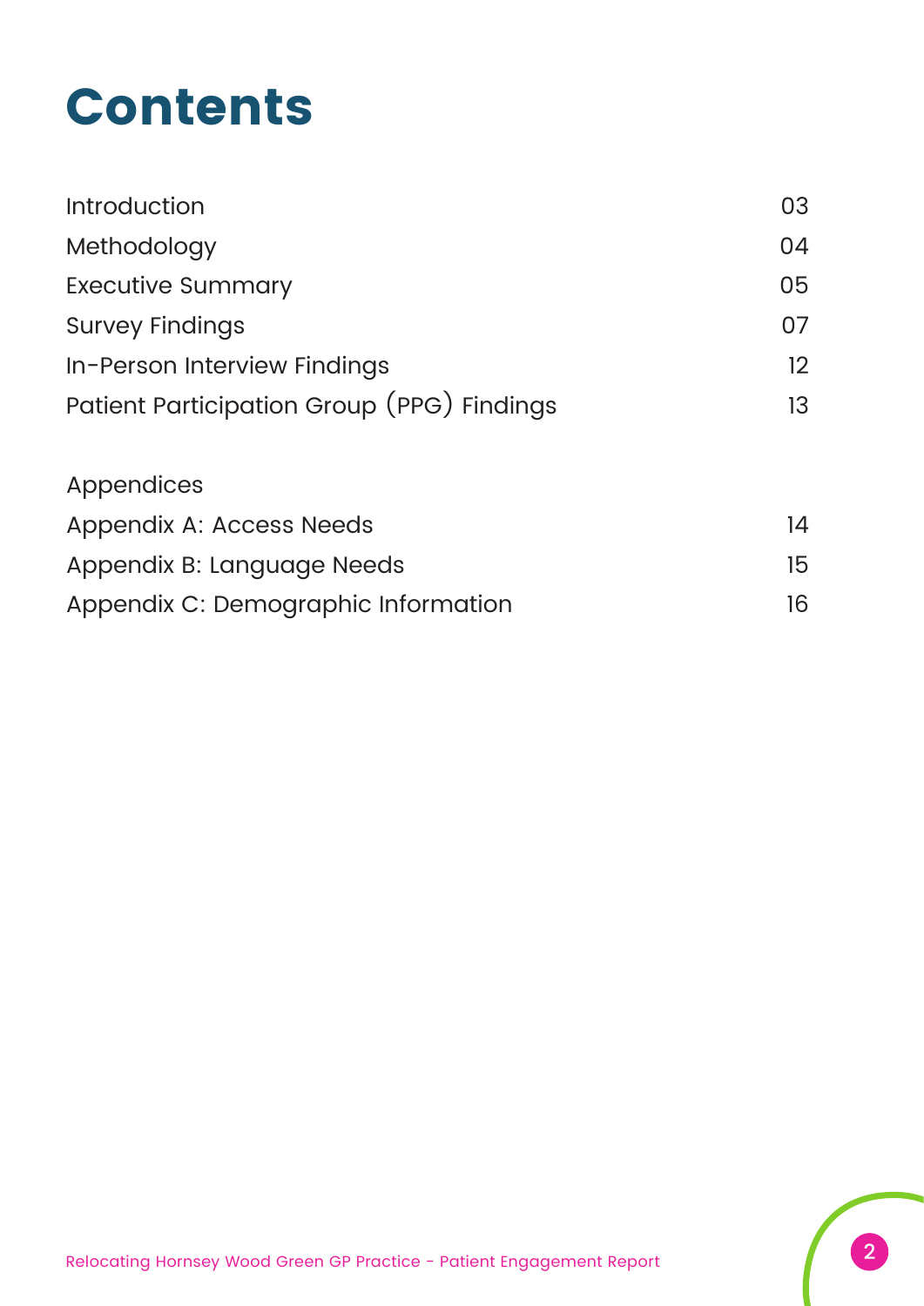# Contents

| | |
|---|---|
| Introduction | 03 |
| Methodology | 04 |
| Executive Summary | 05 |
| Survey Findings | 07 |
| In-Person Interview Findings | 12 |
| Patient Participation Group (PPG) Findings | 13 |

Appendices

| | |
|---|---|
| Appendix A: Access Needs | 14 |
| Appendix B: Language Needs | 15 |
| Appendix C: Demographic Information | 16 |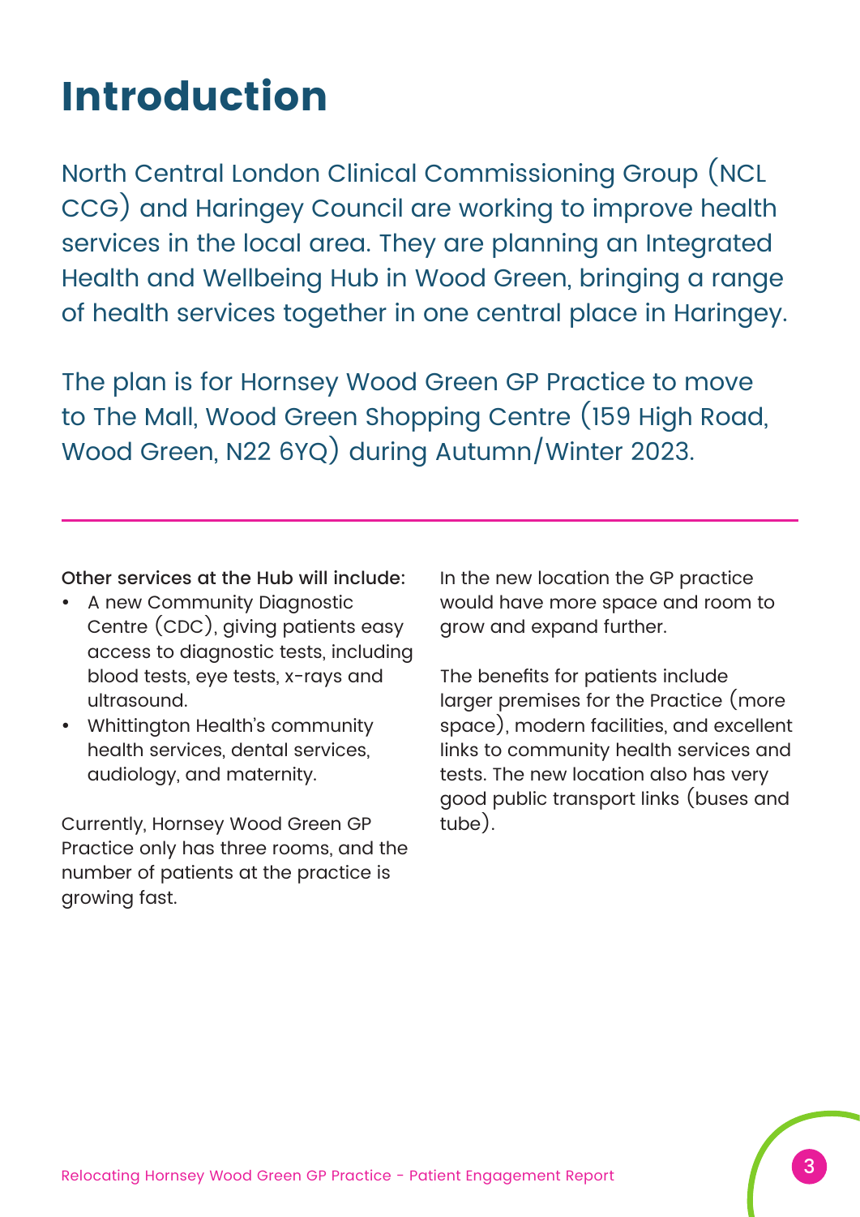# Introduction

North Central London Clinical Commissioning Group (NCL CCG) and Haringey Council are working to improve health services in the local area. They are planning an Integrated Health and Wellbeing Hub in Wood Green, bringing a range of health services together in one central place in Haringey.

The plan is for Hornsey Wood Green GP Practice to move to The Mall, Wood Green Shopping Centre (159 High Road, Wood Green, N22 6YQ) during Autumn/Winter 2023.

---

Other services at the Hub will include:

- A new Community Diagnostic Centre (CDC), giving patients easy access to diagnostic tests, including blood tests, eye tests, x-rays and ultrasound.
- Whittington Health's community health services, dental services, audiology, and maternity.

Currently, Hornsey Wood Green GP Practice only has three rooms, and the number of patients at the practice is growing fast.

In the new location the GP practice would have more space and room to grow and expand further.

The benefits for patients include larger premises for the Practice (more space), modern facilities, and excellent links to community health services and tests. The new location also has very good public transport links (buses and tube).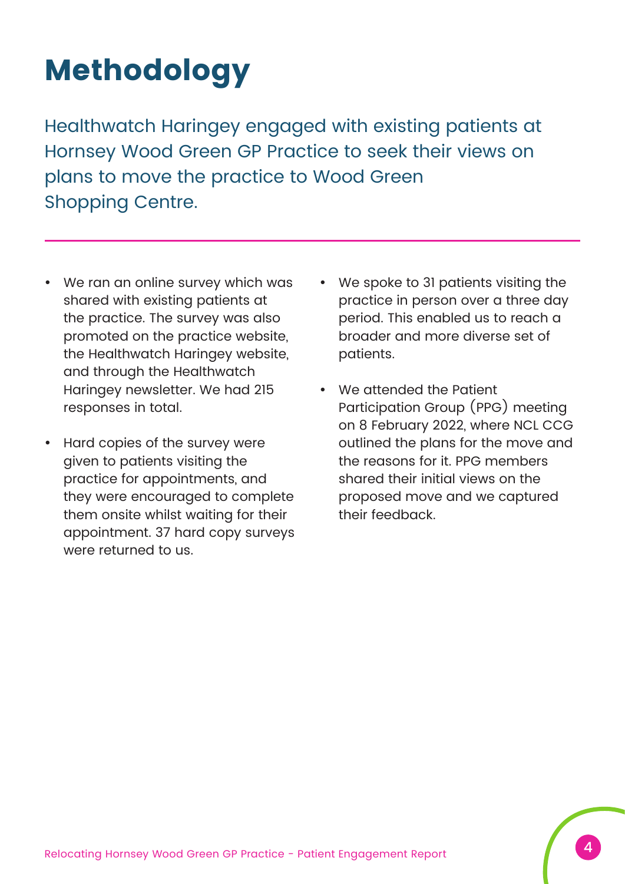# Methodology

Healthwatch Haringey engaged with existing patients at Hornsey Wood Green GP Practice to seek their views on plans to move the practice to Wood Green Shopping Centre.

- We ran an online survey which was shared with existing patients at the practice. The survey was also promoted on the practice website, the Healthwatch Haringey website, and through the Healthwatch Haringey newsletter. We had 215 responses in total.
- Hard copies of the survey were given to patients visiting the practice for appointments, and they were encouraged to complete them onsite whilst waiting for their appointment. 37 hard copy surveys were returned to us.
- We spoke to 31 patients visiting the practice in person over a three day period. This enabled us to reach a broader and more diverse set of patients.
- We attended the Patient Participation Group (PPG) meeting on 8 February 2022, where NCL CCG outlined the plans for the move and the reasons for it. PPG members shared their initial views on the proposed move and we captured their feedback.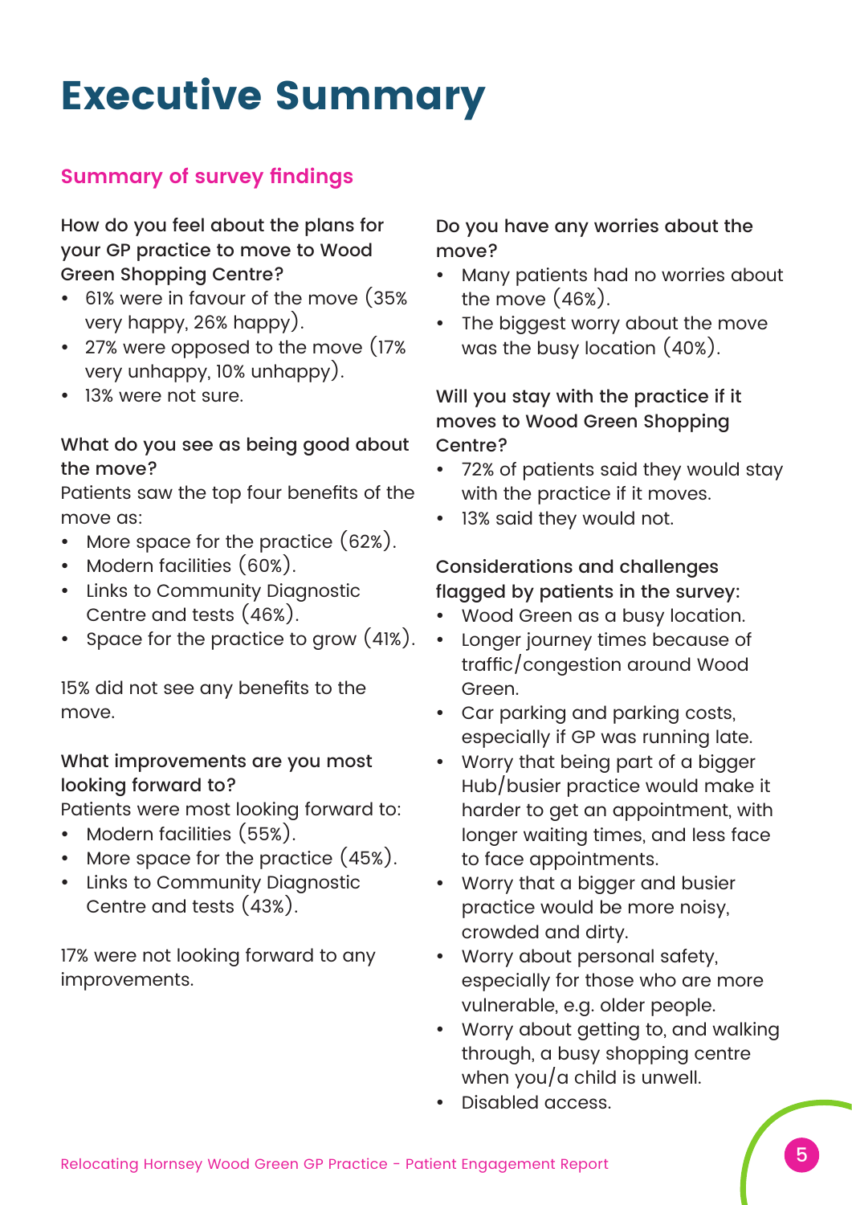# Executive Summary

## Summary of survey findings

**How do you feel about the plans for your GP practice to move to Wood Green Shopping Centre?**

- 61% were in favour of the move (35% very happy, 26% happy).
- 27% were opposed to the move (17% very unhappy, 10% unhappy).
- 13% were not sure.

**What do you see as being good about the move?**

Patients saw the top four benefits of the move as:

- More space for the practice (62%).
- Modern facilities (60%).
- Links to Community Diagnostic Centre and tests (46%).
- Space for the practice to grow (41%).

15% did not see any benefits to the move.

**What improvements are you most looking forward to?**

Patients were most looking forward to:

- Modern facilities (55%).
- More space for the practice (45%).
- Links to Community Diagnostic Centre and tests (43%).

17% were not looking forward to any improvements.

**Do you have any worries about the move?**

- Many patients had no worries about the move (46%).
- The biggest worry about the move was the busy location (40%).

**Will you stay with the practice if it moves to Wood Green Shopping Centre?**

- 72% of patients said they would stay with the practice if it moves.
- 13% said they would not.

**Considerations and challenges flagged by patients in the survey:**

- Wood Green as a busy location.
- Longer journey times because of traffic/congestion around Wood Green.
- Car parking and parking costs, especially if GP was running late.
- Worry that being part of a bigger Hub/busier practice would make it harder to get an appointment, with longer waiting times, and less face to face appointments.
- Worry that a bigger and busier practice would be more noisy, crowded and dirty.
- Worry about personal safety, especially for those who are more vulnerable, e.g. older people.
- Worry about getting to, and walking through, a busy shopping centre when you/a child is unwell.
- Disabled access.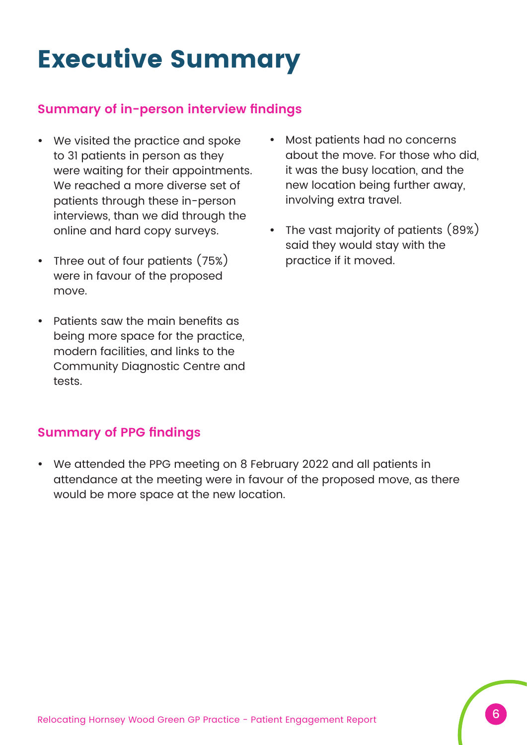# Executive Summary

## Summary of in-person interview findings

- We visited the practice and spoke to 31 patients in person as they were waiting for their appointments. We reached a more diverse set of patients through these in-person interviews, than we did through the online and hard copy surveys.
- Three out of four patients (75%) were in favour of the proposed move.
- Patients saw the main benefits as being more space for the practice, modern facilities, and links to the Community Diagnostic Centre and tests.
- Most patients had no concerns about the move. For those who did, it was the busy location, and the new location being further away, involving extra travel.
- The vast majority of patients (89%) said they would stay with the practice if it moved.

## Summary of PPG findings

- We attended the PPG meeting on 8 February 2022 and all patients in attendance at the meeting were in favour of the proposed move, as there would be more space at the new location.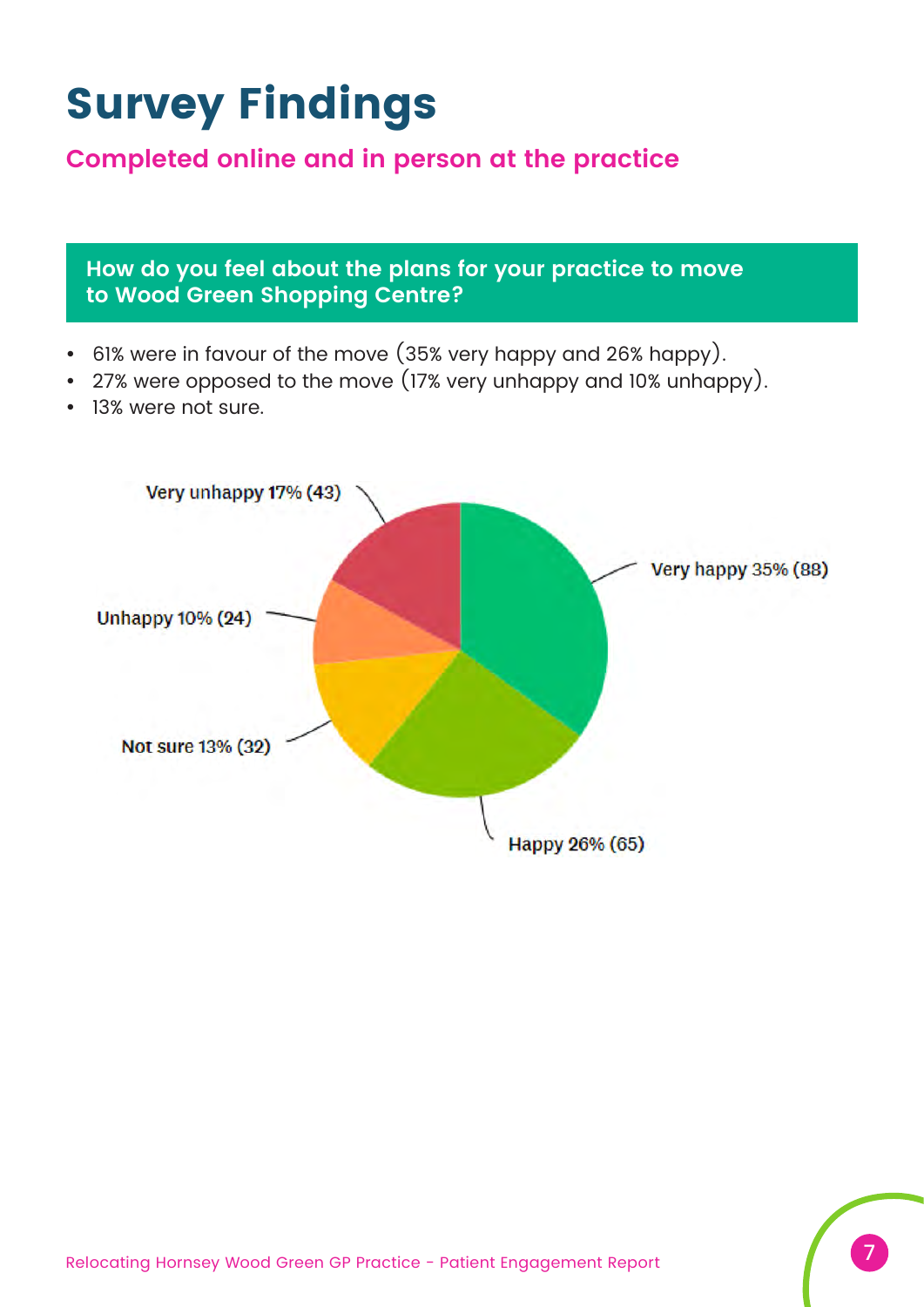# Survey Findings

## Completed online and in person at the practice

### How do you feel about the plans for your practice to move to Wood Green Shopping Centre?

- 61% were in favour of the move (35% very happy and 26% happy).
- 27% were opposed to the move (17% very unhappy and 10% unhappy).
- 13% were not sure.

Very unhappy 17% (43)

Very happy 35% (88)

Unhappy 10% (24)

Not sure 13% (32)

Happy 26% (65)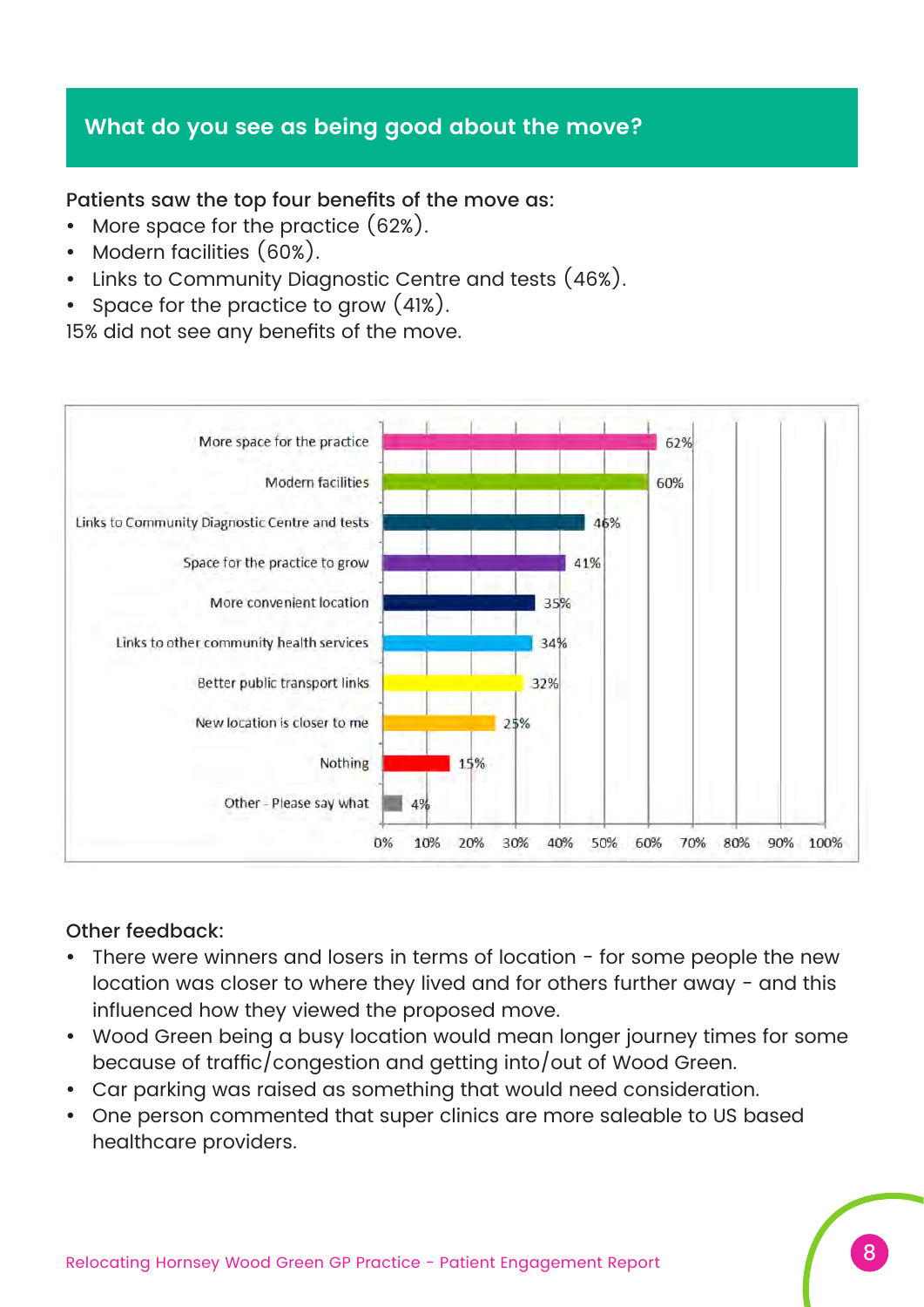## What do you see as being good about the move?

**Patients saw the top four benefits of the move as:**

- More space for the practice (62%).
- Modern facilities (60%).
- Links to Community Diagnostic Centre and tests (46%).
- Space for the practice to grow (41%).

15% did not see any benefits of the move.

| Benefit | % |
|---|---|
| More space for the practice | 62% |
| Modern facilities | 60% |
| Links to Community Diagnostic Centre and tests | 46% |
| Space for the practice to grow | 41% |
| More convenient location | 35% |
| Links to other community health services | 34% |
| Better public transport links | 32% |
| New location is closer to me | 25% |
| Nothing | 15% |
| Other - Please say what | 4% |

**Other feedback:**

- There were winners and losers in terms of location - for some people the new location was closer to where they lived and for others further away - and this influenced how they viewed the proposed move.
- Wood Green being a busy location would mean longer journey times for some because of traffic/congestion and getting into/out of Wood Green.
- Car parking was raised as something that would need consideration.
- One person commented that super clinics are more saleable to US based healthcare providers.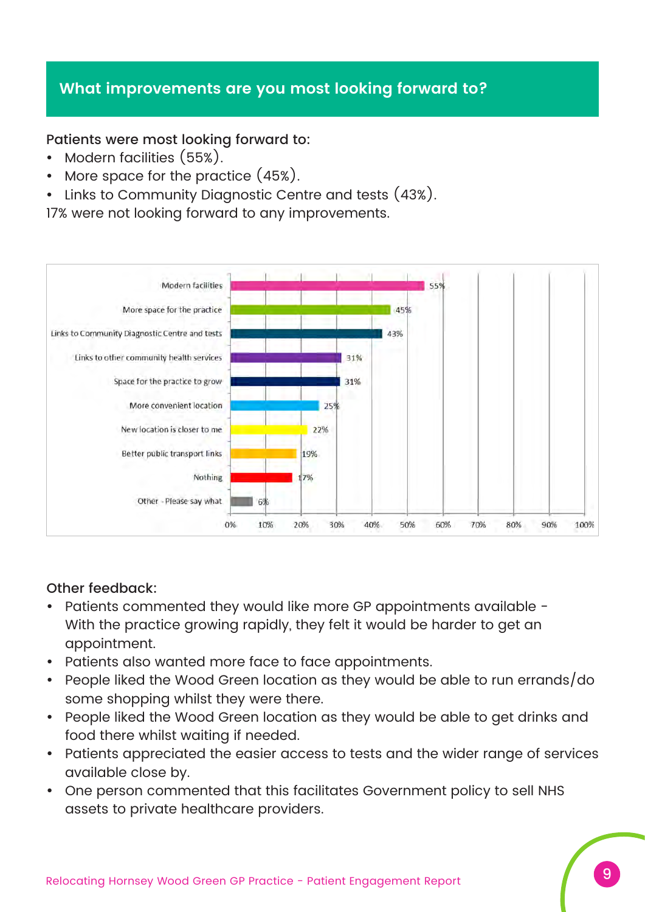## What improvements are you most looking forward to?

Patients were most looking forward to:

- Modern facilities (55%).
- More space for the practice (45%).
- Links to Community Diagnostic Centre and tests (43%).

17% were not looking forward to any improvements.

| Improvement | % |
|---|---|
| Modern facilities | 55% |
| More space for the practice | 45% |
| Links to Community Diagnostic Centre and tests | 43% |
| Links to other community health services | 31% |
| Space for the practice to grow | 31% |
| More convenient location | 25% |
| New location is closer to me | 22% |
| Better public transport links | 19% |
| Nothing | 17% |
| Other - Please say what | 6% |

Other feedback:

- Patients commented they would like more GP appointments available - With the practice growing rapidly, they felt it would be harder to get an appointment.
- Patients also wanted more face to face appointments.
- People liked the Wood Green location as they would be able to run errands/do some shopping whilst they were there.
- People liked the Wood Green location as they would be able to get drinks and food there whilst waiting if needed.
- Patients appreciated the easier access to tests and the wider range of services available close by.
- One person commented that this facilitates Government policy to sell NHS assets to private healthcare providers.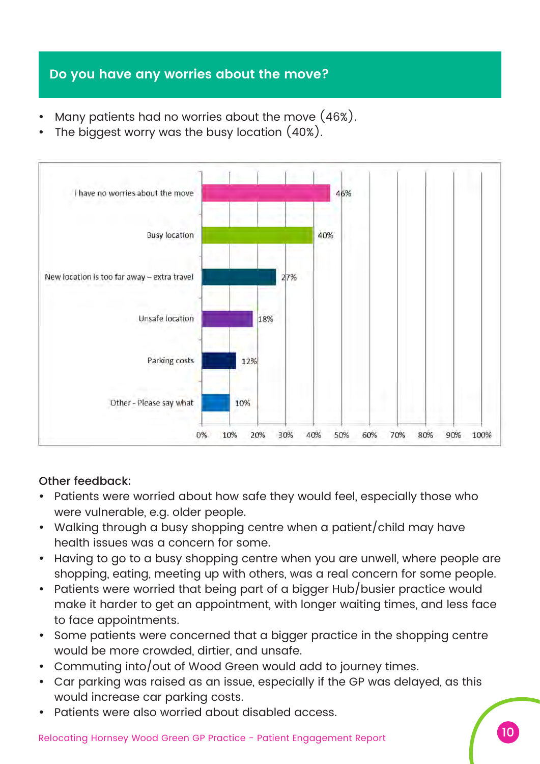## Do you have any worries about the move?

- Many patients had no worries about the move (46%).
- The biggest worry was the busy location (40%).

| Response | Percentage |
|---|---|
| I have no worries about the move | 46% |
| Busy location | 40% |
| New location is too far away – extra travel | 27% |
| Unsafe location | 18% |
| Parking costs | 12% |
| Other - Please say what | 10% |

Other feedback:

- Patients were worried about how safe they would feel, especially those who were vulnerable, e.g. older people.
- Walking through a busy shopping centre when a patient/child may have health issues was a concern for some.
- Having to go to a busy shopping centre when you are unwell, where people are shopping, eating, meeting up with others, was a real concern for some people.
- Patients were worried that being part of a bigger Hub/busier practice would make it harder to get an appointment, with longer waiting times, and less face to face appointments.
- Some patients were concerned that a bigger practice in the shopping centre would be more crowded, dirtier, and unsafe.
- Commuting into/out of Wood Green would add to journey times.
- Car parking was raised as an issue, especially if the GP was delayed, as this would increase car parking costs.
- Patients were also worried about disabled access.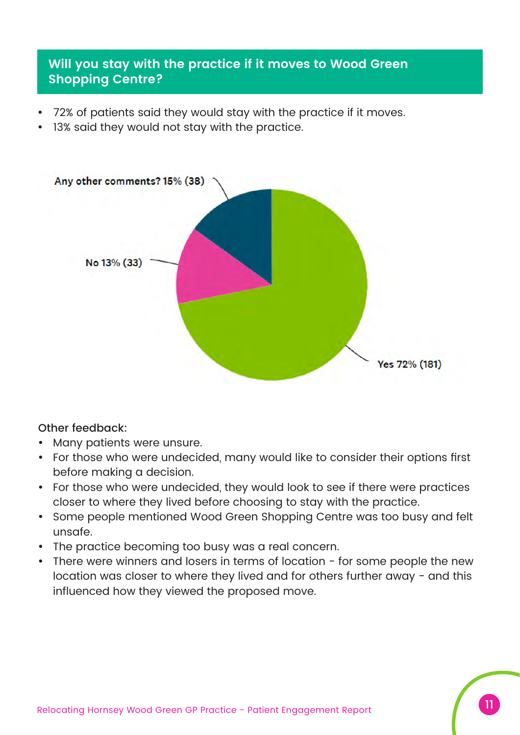## Will you stay with the practice if it moves to Wood Green Shopping Centre?

- 72% of patients said they would stay with the practice if it moves.
- 13% said they would not stay with the practice.

Any other comments? 15% (38)

No 13% (33)

Yes 72% (181)

Other feedback:

- Many patients were unsure.
- For those who were undecided, many would like to consider their options first before making a decision.
- For those who were undecided, they would look to see if there were practices closer to where they lived before choosing to stay with the practice.
- Some people mentioned Wood Green Shopping Centre was too busy and felt unsafe.
- The practice becoming too busy was a real concern.
- There were winners and losers in terms of location - for some people the new location was closer to where they lived and for others further away - and this influenced how they viewed the proposed move.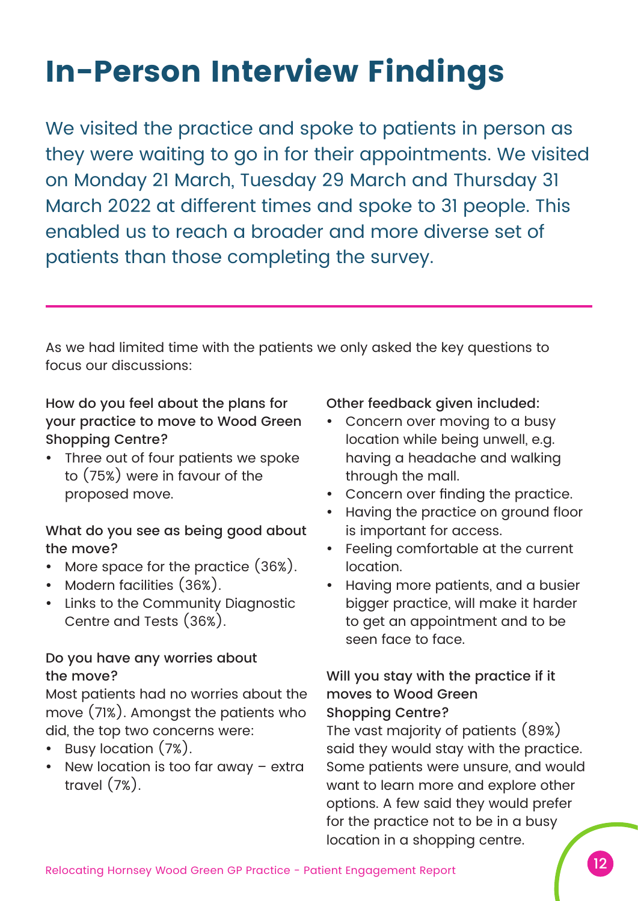# In-Person Interview Findings

We visited the practice and spoke to patients in person as they were waiting to go in for their appointments. We visited on Monday 21 March, Tuesday 29 March and Thursday 31 March 2022 at different times and spoke to 31 people. This enabled us to reach a broader and more diverse set of patients than those completing the survey.

As we had limited time with the patients we only asked the key questions to focus our discussions:

**How do you feel about the plans for your practice to move to Wood Green Shopping Centre?**

- Three out of four patients we spoke to (75%) were in favour of the proposed move.

**What do you see as being good about the move?**

- More space for the practice (36%).
- Modern facilities (36%).
- Links to the Community Diagnostic Centre and Tests (36%).

**Do you have any worries about the move?**

Most patients had no worries about the move (71%). Amongst the patients who did, the top two concerns were:

- Busy location (7%).
- New location is too far away – extra travel (7%).

**Other feedback given included:**

- Concern over moving to a busy location while being unwell, e.g. having a headache and walking through the mall.
- Concern over finding the practice.
- Having the practice on ground floor is important for access.
- Feeling comfortable at the current location.
- Having more patients, and a busier bigger practice, will make it harder to get an appointment and to be seen face to face.

**Will you stay with the practice if it moves to Wood Green Shopping Centre?**

The vast majority of patients (89%) said they would stay with the practice. Some patients were unsure, and would want to learn more and explore other options. A few said they would prefer for the practice not to be in a busy location in a shopping centre.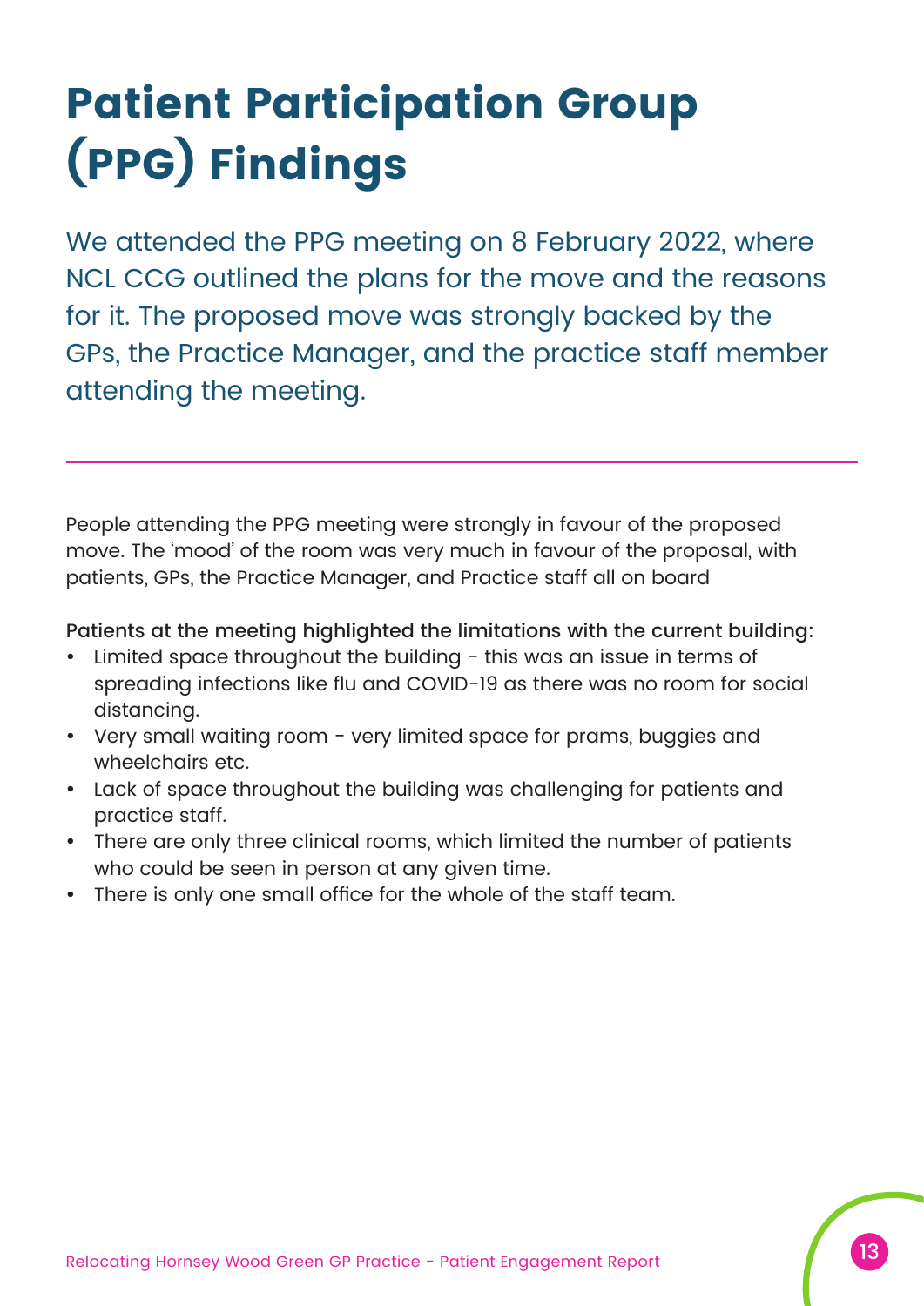# Patient Participation Group (PPG) Findings

We attended the PPG meeting on 8 February 2022, where NCL CCG outlined the plans for the move and the reasons for it. The proposed move was strongly backed by the GPs, the Practice Manager, and the practice staff member attending the meeting.

---

People attending the PPG meeting were strongly in favour of the proposed move. The 'mood' of the room was very much in favour of the proposal, with patients, GPs, the Practice Manager, and Practice staff all on board

Patients at the meeting highlighted the limitations with the current building:

- Limited space throughout the building - this was an issue in terms of spreading infections like flu and COVID-19 as there was no room for social distancing.
- Very small waiting room - very limited space for prams, buggies and wheelchairs etc.
- Lack of space throughout the building was challenging for patients and practice staff.
- There are only three clinical rooms, which limited the number of patients who could be seen in person at any given time.
- There is only one small office for the whole of the staff team.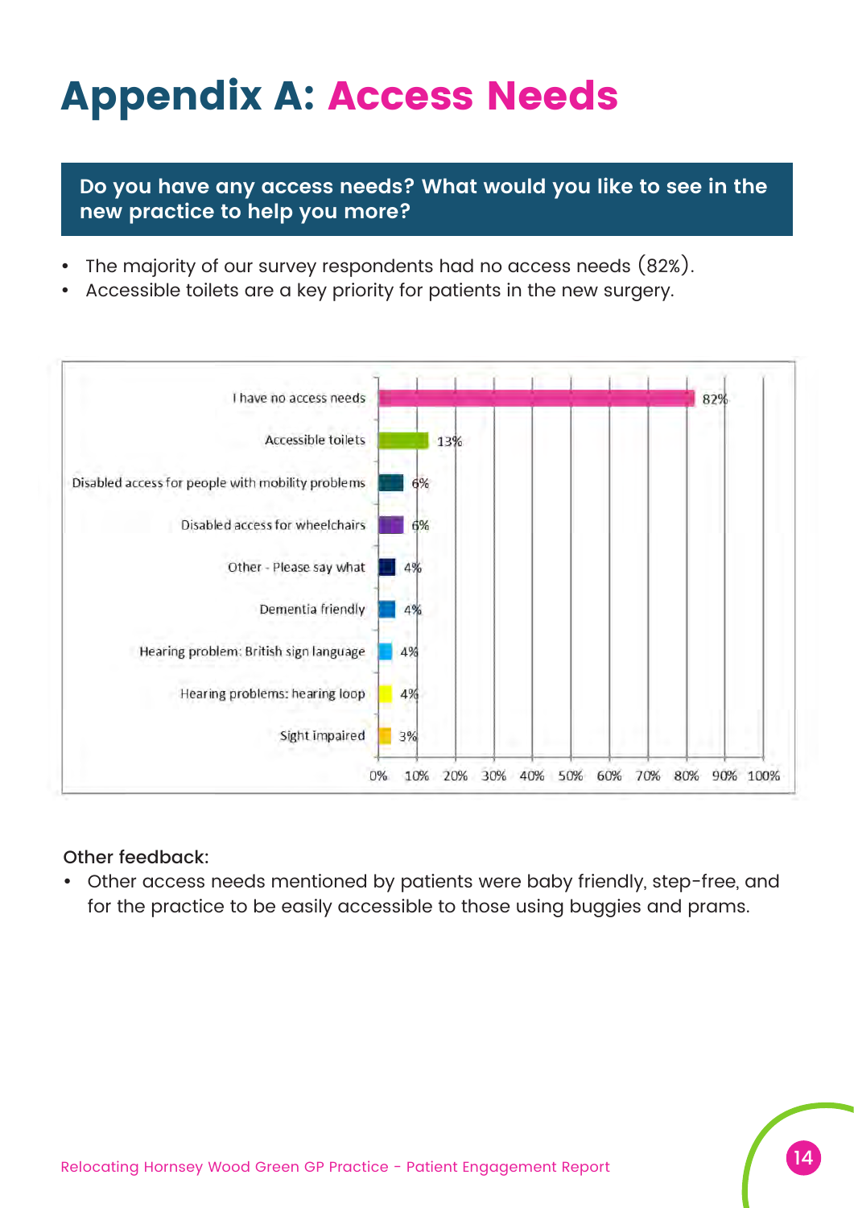# Appendix A: Access Needs

## Do you have any access needs? What would you like to see in the new practice to help you more?

- The majority of our survey respondents had no access needs (82%).
- Accessible toilets are a key priority for patients in the new surgery.

| Access need | Percentage |
|---|---|
| I have no access needs | 82% |
| Accessible toilets | 13% |
| Disabled access for people with mobility problems | 6% |
| Disabled access for wheelchairs | 6% |
| Other - Please say what | 4% |
| Dementia friendly | 4% |
| Hearing problem: British sign language | 4% |
| Hearing problems: hearing loop | 4% |
| Sight impaired | 3% |

Other feedback:

- Other access needs mentioned by patients were baby friendly, step-free, and for the practice to be easily accessible to those using buggies and prams.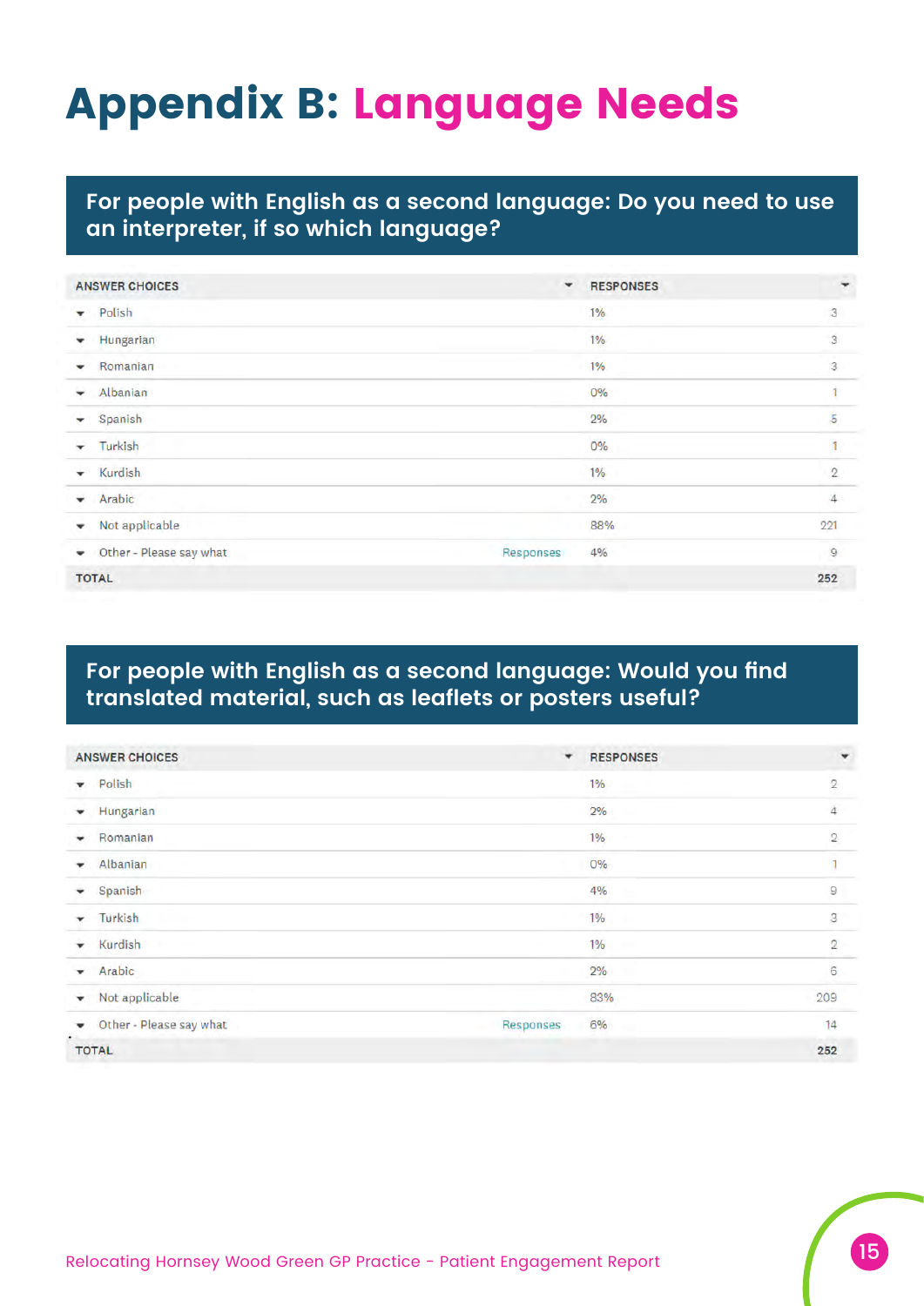# Appendix B: Language Needs

## For people with English as a second language: Do you need to use an interpreter, if so which language?

| ANSWER CHOICES | | RESPONSES | |
|---|---|---|---|
| Polish | | 1% | 3 |
| Hungarian | | 1% | 3 |
| Romanian | | 1% | 3 |
| Albanian | | 0% | 1 |
| Spanish | | 2% | 5 |
| Turkish | | 0% | 1 |
| Kurdish | | 1% | 2 |
| Arabic | | 2% | 4 |
| Not applicable | | 88% | 221 |
| Other - Please say what | Responses | 4% | 9 |
| TOTAL | | | 252 |

## For people with English as a second language: Would you find translated material, such as leaflets or posters useful?

| ANSWER CHOICES | | RESPONSES | |
|---|---|---|---|
| Polish | | 1% | 2 |
| Hungarian | | 2% | 4 |
| Romanian | | 1% | 2 |
| Albanian | | 0% | 1 |
| Spanish | | 4% | 9 |
| Turkish | | 1% | 3 |
| Kurdish | | 1% | 2 |
| Arabic | | 2% | 6 |
| Not applicable | | 83% | 209 |
| Other - Please say what | Responses | 6% | 14 |
| TOTAL | | | 252 |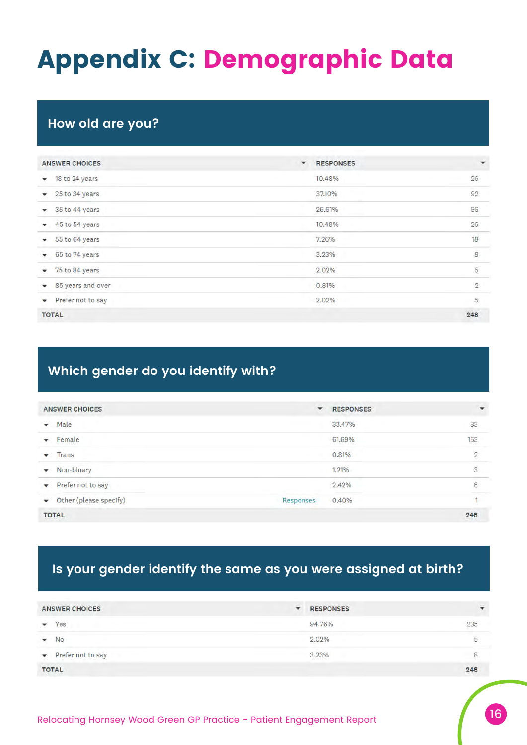# Appendix C: Demographic Data

## How old are you?

| ANSWER CHOICES | RESPONSES | |
|---|---|---|
| 18 to 24 years | 10.48% | 26 |
| 25 to 34 years | 37.10% | 92 |
| 35 to 44 years | 26.61% | 66 |
| 45 to 54 years | 10.48% | 26 |
| 55 to 64 years | 7.26% | 18 |
| 65 to 74 years | 3.23% | 8 |
| 75 to 84 years | 2.02% | 5 |
| 85 years and over | 0.81% | 2 |
| Prefer not to say | 2.02% | 5 |
| TOTAL | | 248 |

## Which gender do you identify with?

| ANSWER CHOICES | | RESPONSES | |
|---|---|---|---|
| Male | | 33.47% | 83 |
| Female | | 61.69% | 153 |
| Trans | | 0.81% | 2 |
| Non-binary | | 1.21% | 3 |
| Prefer not to say | | 2.42% | 6 |
| Other (please specify) | Responses | 0.40% | 1 |
| TOTAL | | | 248 |

## Is your gender identify the same as you were assigned at birth?

| ANSWER CHOICES | RESPONSES | |
|---|---|---|
| Yes | 94.76% | 235 |
| No | 2.02% | 5 |
| Prefer not to say | 3.23% | 8 |
| TOTAL | | 248 |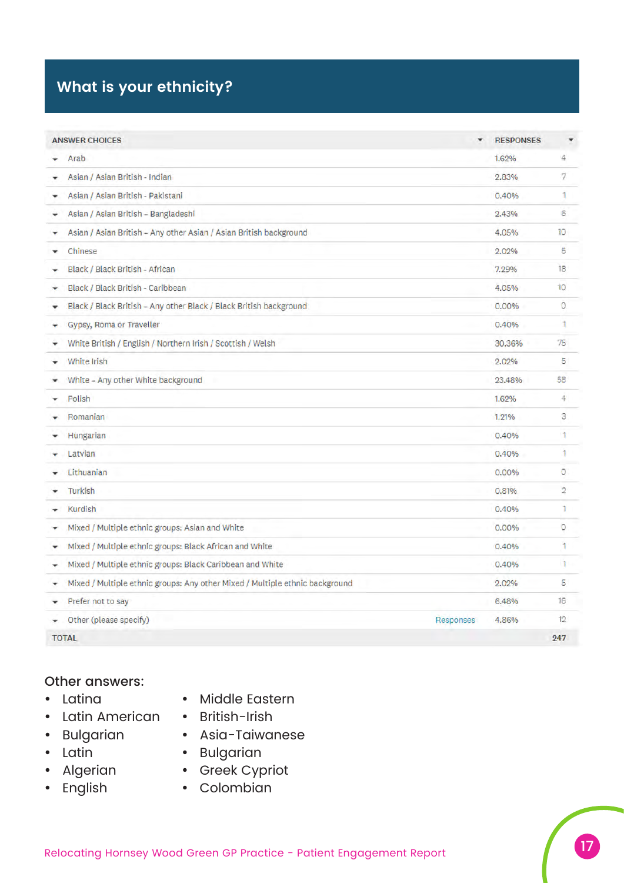## What is your ethnicity?

| ANSWER CHOICES | RESPONSES | |
|---|---|---|
| Arab | 1.62% | 4 |
| Asian / Asian British - Indian | 2.83% | 7 |
| Asian / Asian British - Pakistani | 0.40% | 1 |
| Asian / Asian British – Bangladeshi | 2.43% | 6 |
| Asian / Asian British – Any other Asian / Asian British background | 4.05% | 10 |
| Chinese | 2.02% | 5 |
| Black / Black British - African | 7.29% | 18 |
| Black / Black British - Caribbean | 4.05% | 10 |
| Black / Black British – Any other Black / Black British background | 0.00% | 0 |
| Gypsy, Roma or Traveller | 0.40% | 1 |
| White British / English / Northern Irish / Scottish / Welsh | 30.36% | 75 |
| White Irish | 2.02% | 5 |
| White – Any other White background | 23.48% | 58 |
| Polish | 1.62% | 4 |
| Romanian | 1.21% | 3 |
| Hungarian | 0.40% | 1 |
| Latvian | 0.40% | 1 |
| Lithuanian | 0.00% | 0 |
| Turkish | 0.81% | 2 |
| Kurdish | 0.40% | 1 |
| Mixed / Multiple ethnic groups: Asian and White | 0.00% | 0 |
| Mixed / Multiple ethnic groups: Black African and White | 0.40% | 1 |
| Mixed / Multiple ethnic groups: Black Caribbean and White | 0.40% | 1 |
| Mixed / Multiple ethnic groups: Any other Mixed / Multiple ethnic background | 2.02% | 5 |
| Prefer not to say | 6.48% | 16 |
| Other (please specify) Responses | 4.86% | 12 |
| TOTAL | | 247 |

Other answers:

- Latina
- Latin American
- Bulgarian
- Latin
- Algerian
- English
- Middle Eastern
- British-Irish
- Asia-Taiwanese
- Bulgarian
- Greek Cypriot
- Colombian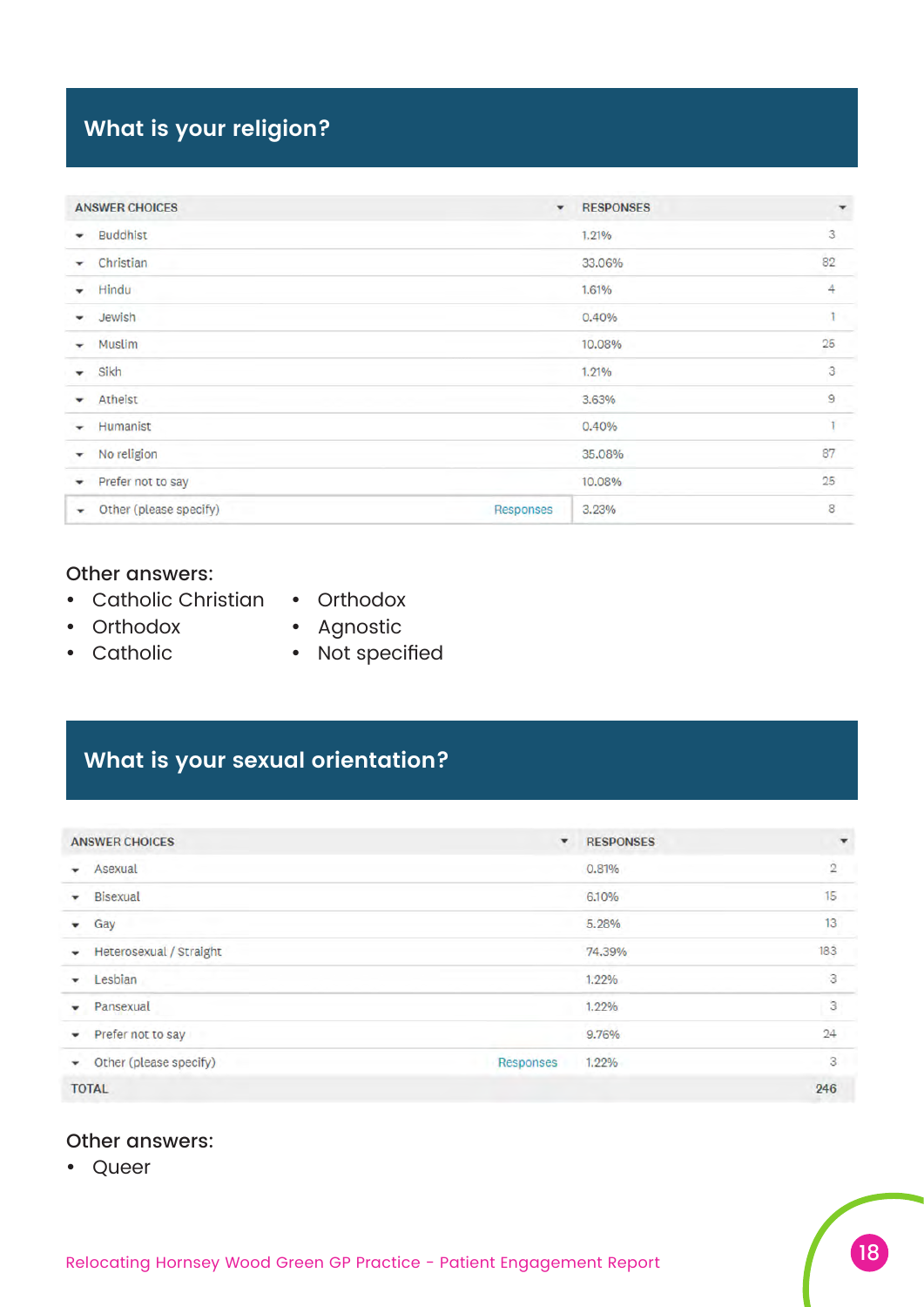## What is your religion?

| ANSWER CHOICES | RESPONSES | |
|---|---|---|
| Buddhist | 1.21% | 3 |
| Christian | 33.06% | 82 |
| Hindu | 1.61% | 4 |
| Jewish | 0.40% | 1 |
| Muslim | 10.08% | 25 |
| Sikh | 1.21% | 3 |
| Atheist | 3.63% | 9 |
| Humanist | 0.40% | 1 |
| No religion | 35.08% | 87 |
| Prefer not to say | 10.08% | 25 |
| Other (please specify) Responses | 3.23% | 8 |

Other answers:

- Catholic Christian
- Orthodox
- Catholic
- Orthodox
- Agnostic
- Not specified

## What is your sexual orientation?

| ANSWER CHOICES | RESPONSES | |
|---|---|---|
| Asexual | 0.81% | 2 |
| Bisexual | 6.10% | 15 |
| Gay | 5.28% | 13 |
| Heterosexual / Straight | 74.39% | 183 |
| Lesbian | 1.22% | 3 |
| Pansexual | 1.22% | 3 |
| Prefer not to say | 9.76% | 24 |
| Other (please specify) Responses | 1.22% | 3 |
| TOTAL | | 246 |

Other answers:

- Queer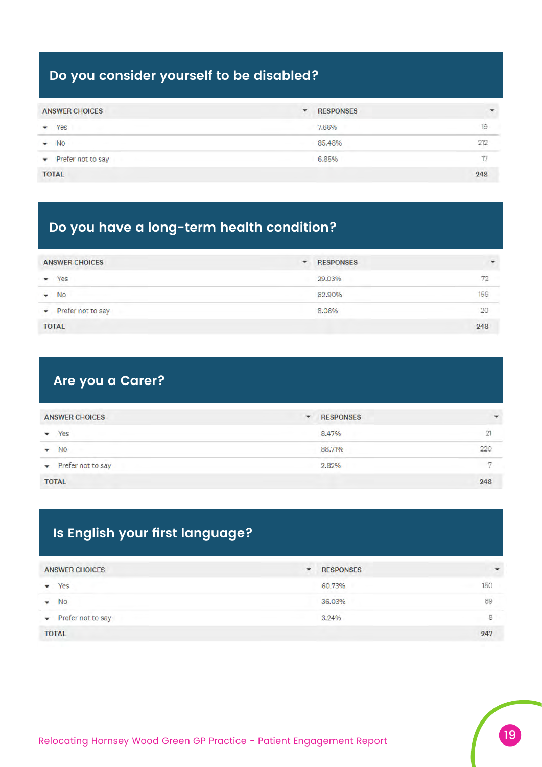## Do you consider yourself to be disabled?

| ANSWER CHOICES | RESPONSES | |
|---|---|---|
| Yes | 7.66% | 19 |
| No | 85.48% | 212 |
| Prefer not to say | 6.85% | 17 |
| TOTAL | | 248 |

## Do you have a long-term health condition?

| ANSWER CHOICES | RESPONSES | |
|---|---|---|
| Yes | 29.03% | 72 |
| No | 62.90% | 156 |
| Prefer not to say | 8.06% | 20 |
| TOTAL | | 248 |

## Are you a Carer?

| ANSWER CHOICES | RESPONSES | |
|---|---|---|
| Yes | 8.47% | 21 |
| No | 88.71% | 220 |
| Prefer not to say | 2.82% | 7 |
| TOTAL | | 248 |

## Is English your first language?

| ANSWER CHOICES | RESPONSES | |
|---|---|---|
| Yes | 60.73% | 150 |
| No | 36.03% | 89 |
| Prefer not to say | 3.24% | 8 |
| TOTAL | | 247 |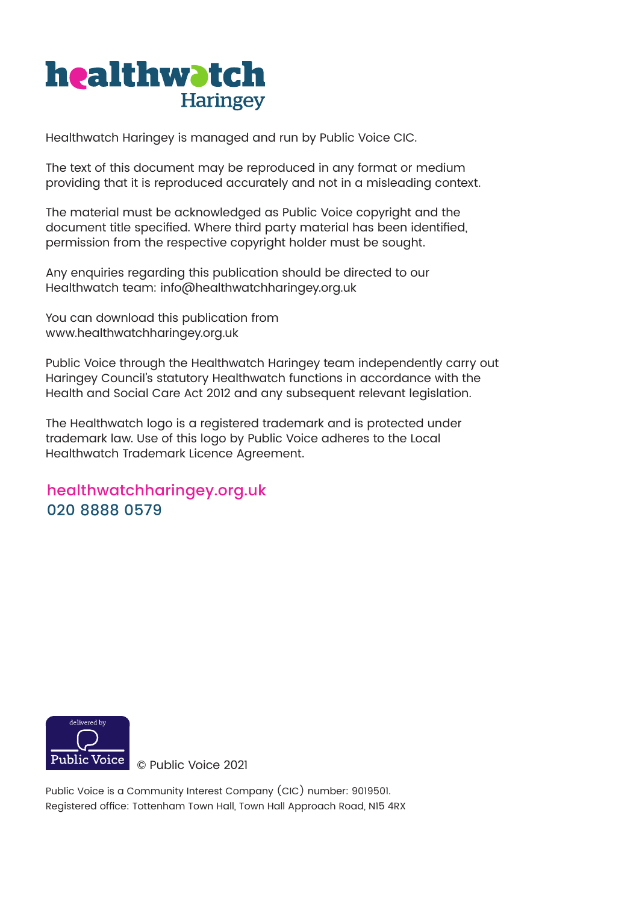# healthwatch Haringey

Healthwatch Haringey is managed and run by Public Voice CIC.

The text of this document may be reproduced in any format or medium providing that it is reproduced accurately and not in a misleading context.

The material must be acknowledged as Public Voice copyright and the document title specified. Where third party material has been identified, permission from the respective copyright holder must be sought.

Any enquiries regarding this publication should be directed to our Healthwatch team: info@healthwatchharingey.org.uk

You can download this publication from www.healthwatchharingey.org.uk

Public Voice through the Healthwatch Haringey team independently carry out Haringey Council's statutory Healthwatch functions in accordance with the Health and Social Care Act 2012 and any subsequent relevant legislation.

The Healthwatch logo is a registered trademark and is protected under trademark law. Use of this logo by Public Voice adheres to the Local Healthwatch Trademark Licence Agreement.

healthwatchharingey.org.uk
020 8888 0579

delivered by Public Voice

© Public Voice 2021

Public Voice is a Community Interest Company (CIC) number: 9019501.
Registered office: Tottenham Town Hall, Town Hall Approach Road, N15 4RX